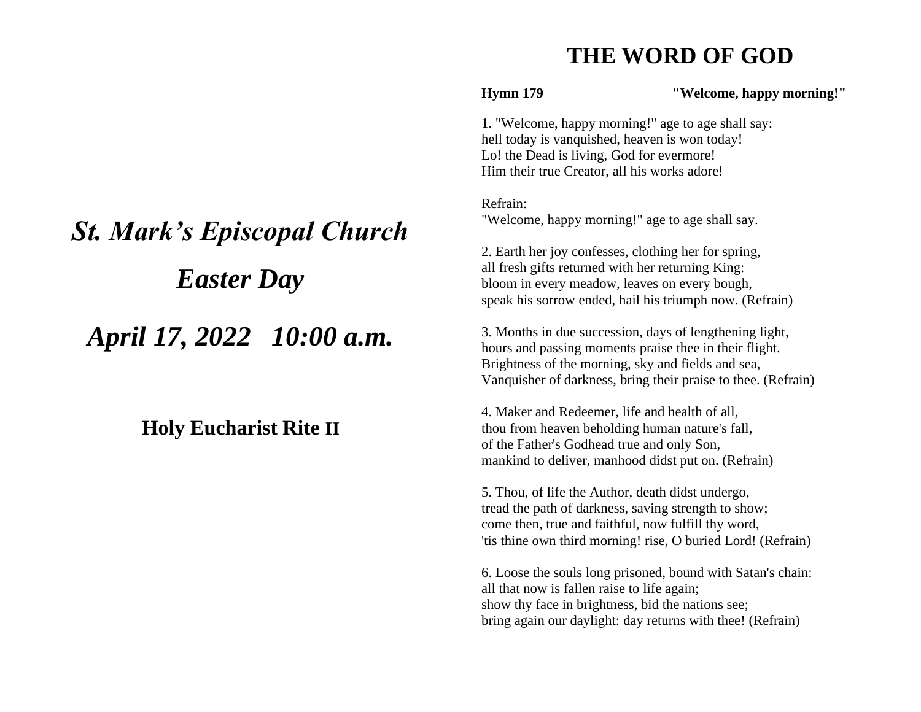# *St. Mark's Episcopal Church*

## *Easter Day*

## *April 17, 2022   10:00 a.m.*

### Holy Eucharist Rite II

# THE WORD OF GOD

**Hymn 179** **"Welcome, happy morning!"**

1. "Welcome, happy morning!" age to age shall say:
hell today is vanquished, heaven is won today!
Lo! the Dead is living, God for evermore!
Him their true Creator, all his works adore!

Refrain:
"Welcome, happy morning!" age to age shall say.

2. Earth her joy confesses, clothing her for spring,
all fresh gifts returned with her returning King:
bloom in every meadow, leaves on every bough,
speak his sorrow ended, hail his triumph now. (Refrain)

3. Months in due succession, days of lengthening light,
hours and passing moments praise thee in their flight.
Brightness of the morning, sky and fields and sea,
Vanquisher of darkness, bring their praise to thee. (Refrain)

4. Maker and Redeemer, life and health of all,
thou from heaven beholding human nature's fall,
of the Father's Godhead true and only Son,
mankind to deliver, manhood didst put on. (Refrain)

5. Thou, of life the Author, death didst undergo,
tread the path of darkness, saving strength to show;
come then, true and faithful, now fulfill thy word,
'tis thine own third morning! rise, O buried Lord! (Refrain)

6. Loose the souls long prisoned, bound with Satan's chain:
all that now is fallen raise to life again;
show thy face in brightness, bid the nations see;
bring again our daylight: day returns with thee! (Refrain)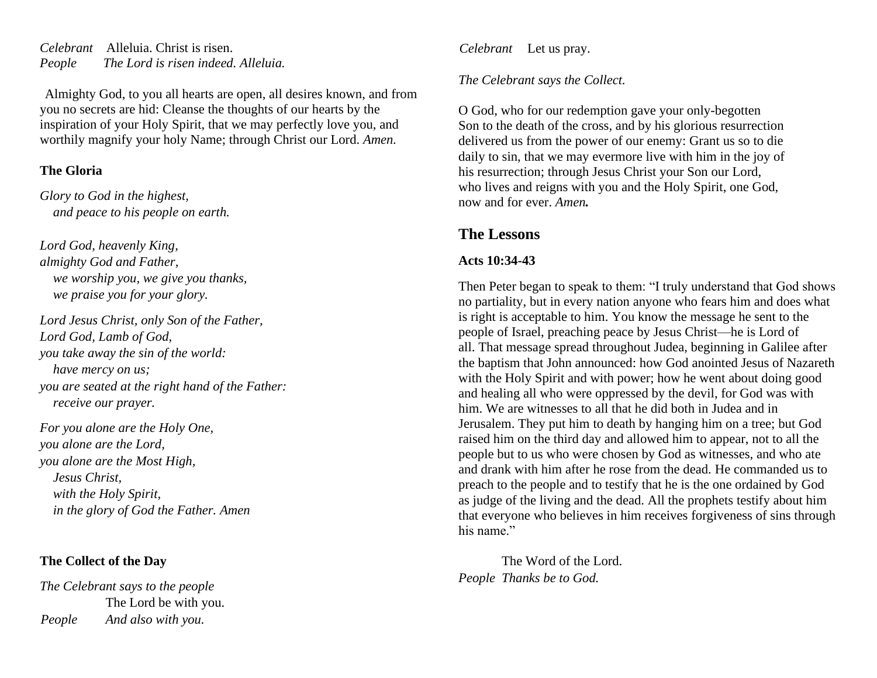*Celebrant* Alleluia. Christ is risen.
*People* *The Lord is risen indeed. Alleluia.*

Almighty God, to you all hearts are open, all desires known, and from you no secrets are hid: Cleanse the thoughts of our hearts by the inspiration of your Holy Spirit, that we may perfectly love you, and worthily magnify your holy Name; through Christ our Lord. *Amen.*

**The Gloria**

*Glory to God in the highest,*
*and peace to his people on earth.*

*Lord God, heavenly King,*
*almighty God and Father,*
*we worship you, we give you thanks,*
*we praise you for your glory.*

*Lord Jesus Christ, only Son of the Father,*
*Lord God, Lamb of God,*
*you take away the sin of the world:*
*have mercy on us;*
*you are seated at the right hand of the Father:*
*receive our prayer.*

*For you alone are the Holy One,*
*you alone are the Lord,*
*you alone are the Most High,*
*Jesus Christ,*
*with the Holy Spirit,*
*in the glory of God the Father. Amen*

**The Collect of the Day**

*The Celebrant says to the people*
The Lord be with you.
*People* *And also with you.*

*Celebrant* Let us pray.

*The Celebrant says the Collect.*

O God, who for our redemption gave your only-begotten Son to the death of the cross, and by his glorious resurrection delivered us from the power of our enemy: Grant us so to die daily to sin, that we may evermore live with him in the joy of his resurrection; through Jesus Christ your Son our Lord, who lives and reigns with you and the Holy Spirit, one God, now and for ever. ***Amen.***

## The Lessons

**Acts 10:34-43**

Then Peter began to speak to them: "I truly understand that God shows no partiality, but in every nation anyone who fears him and does what is right is acceptable to him. You know the message he sent to the people of Israel, preaching peace by Jesus Christ—he is Lord of all. That message spread throughout Judea, beginning in Galilee after the baptism that John announced: how God anointed Jesus of Nazareth with the Holy Spirit and with power; how he went about doing good and healing all who were oppressed by the devil, for God was with him. We are witnesses to all that he did both in Judea and in Jerusalem. They put him to death by hanging him on a tree; but God raised him on the third day and allowed him to appear, not to all the people but to us who were chosen by God as witnesses, and who ate and drank with him after he rose from the dead. He commanded us to preach to the people and to testify that he is the one ordained by God as judge of the living and the dead. All the prophets testify about him that everyone who believes in him receives forgiveness of sins through his name."

The Word of the Lord.
*People* *Thanks be to God.*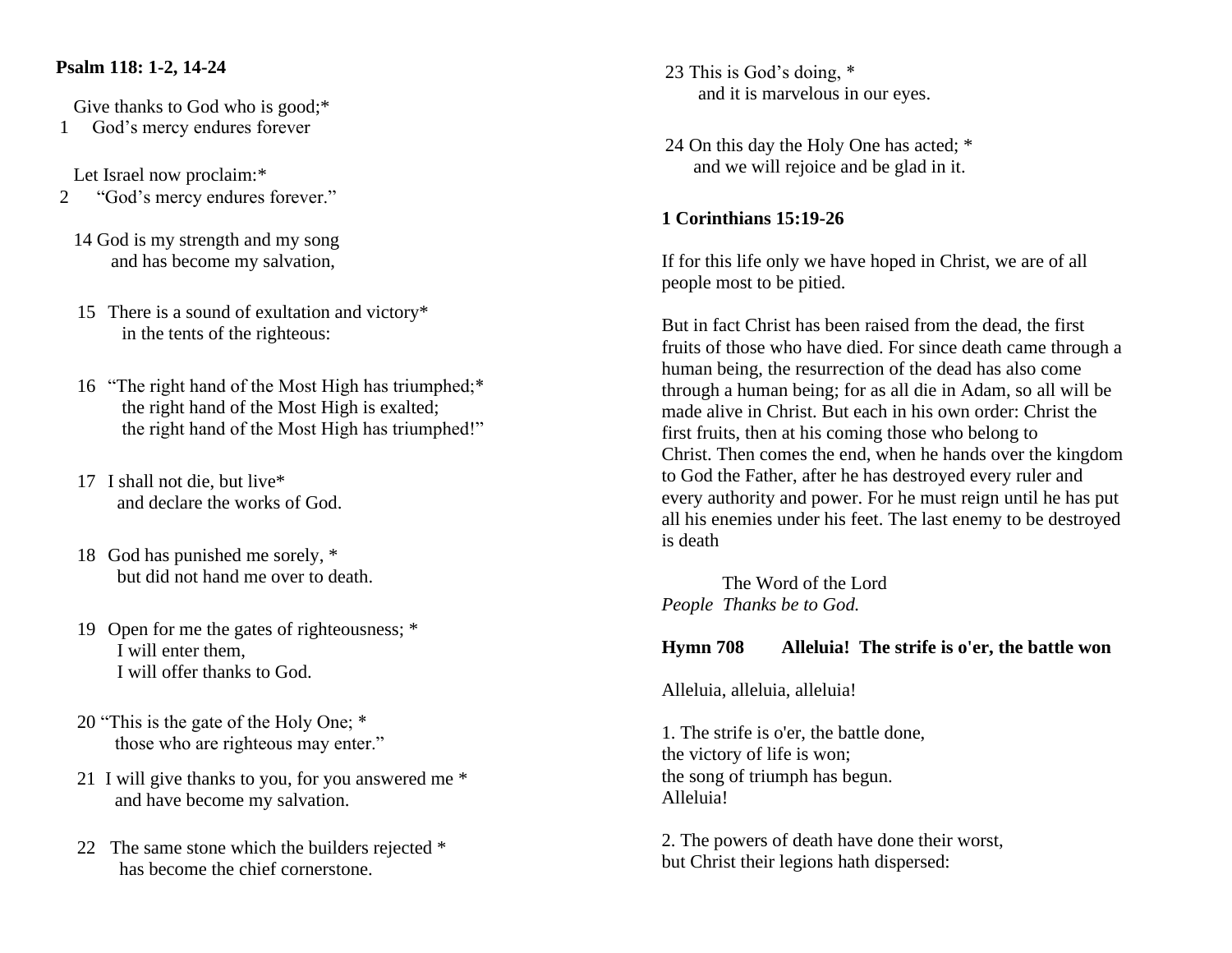**Psalm 118: 1-2, 14-24**

Give thanks to God who is good;*
1 God's mercy endures forever

Let Israel now proclaim:*
2 "God's mercy endures forever."

14 God is my strength and my song
and has become my salvation,

15 There is a sound of exultation and victory*
in the tents of the righteous:

16 "The right hand of the Most High has triumphed;*
the right hand of the Most High is exalted;
the right hand of the Most High has triumphed!"

17 I shall not die, but live*
and declare the works of God.

18 God has punished me sorely, *
but did not hand me over to death.

19 Open for me the gates of righteousness; *
I will enter them,
I will offer thanks to God.

20 "This is the gate of the Holy One; *
those who are righteous may enter."

21 I will give thanks to you, for you answered me *
and have become my salvation.

22 The same stone which the builders rejected *
has become the chief cornerstone.

23 This is God's doing, *
and it is marvelous in our eyes.

24 On this day the Holy One has acted; *
and we will rejoice and be glad in it.

**1 Corinthians 15:19-26**

If for this life only we have hoped in Christ, we are of all people most to be pitied.

But in fact Christ has been raised from the dead, the first fruits of those who have died. For since death came through a human being, the resurrection of the dead has also come through a human being; for as all die in Adam, so all will be made alive in Christ. But each in his own order: Christ the first fruits, then at his coming those who belong to Christ. Then comes the end, when he hands over the kingdom to God the Father, after he has destroyed every ruler and every authority and power. For he must reign until he has put all his enemies under his feet. The last enemy to be destroyed is death

The Word of the Lord
*People Thanks be to God.*

**Hymn 708 Alleluia! The strife is o'er, the battle won**

Alleluia, alleluia, alleluia!

1. The strife is o'er, the battle done,
the victory of life is won;
the song of triumph has begun.
Alleluia!

2. The powers of death have done their worst,
but Christ their legions hath dispersed: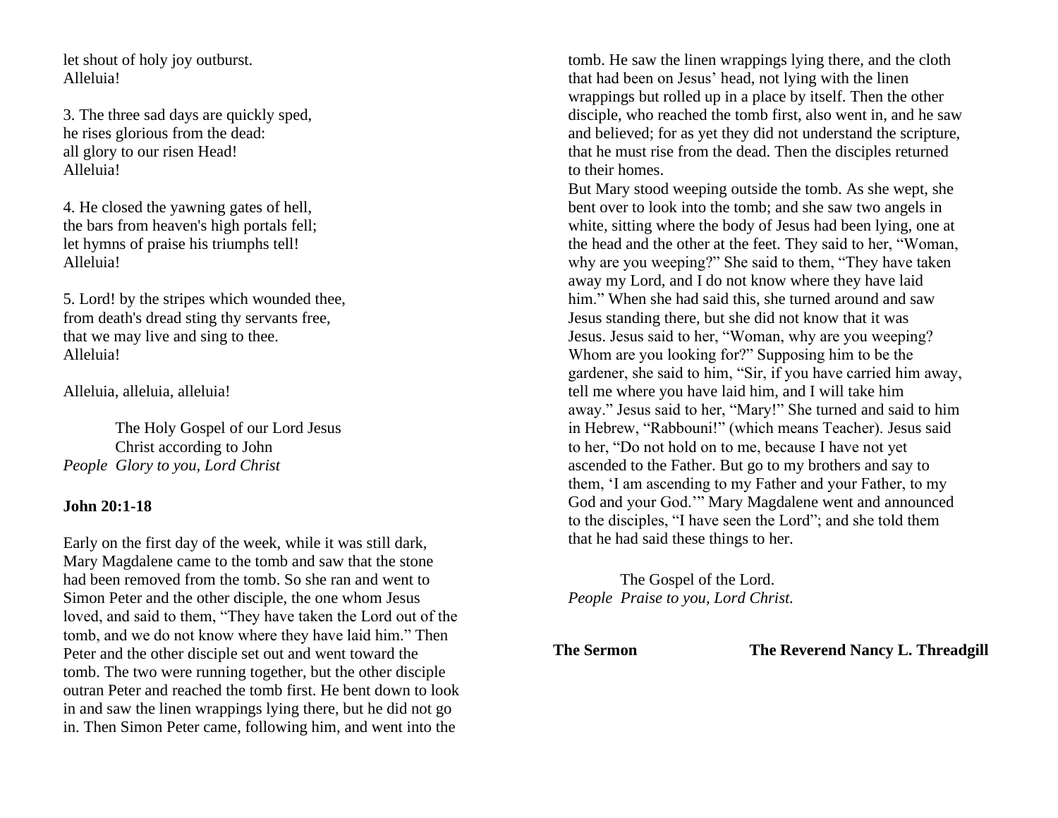let shout of holy joy outburst.
Alleluia!

3. The three sad days are quickly sped,
he rises glorious from the dead:
all glory to our risen Head!
Alleluia!

4. He closed the yawning gates of hell,
the bars from heaven's high portals fell;
let hymns of praise his triumphs tell!
Alleluia!

5. Lord! by the stripes which wounded thee,
from death's dread sting thy servants free,
that we may live and sing to thee.
Alleluia!

Alleluia, alleluia, alleluia!

The Holy Gospel of our Lord Jesus Christ according to John
*People  Glory to you, Lord Christ*

**John 20:1-18**

Early on the first day of the week, while it was still dark, Mary Magdalene came to the tomb and saw that the stone had been removed from the tomb. So she ran and went to Simon Peter and the other disciple, the one whom Jesus loved, and said to them, “They have taken the Lord out of the tomb, and we do not know where they have laid him.” Then Peter and the other disciple set out and went toward the tomb. The two were running together, but the other disciple outran Peter and reached the tomb first. He bent down to look in and saw the linen wrappings lying there, but he did not go in. Then Simon Peter came, following him, and went into the tomb. He saw the linen wrappings lying there, and the cloth that had been on Jesus’ head, not lying with the linen wrappings but rolled up in a place by itself. Then the other disciple, who reached the tomb first, also went in, and he saw and believed; for as yet they did not understand the scripture, that he must rise from the dead. Then the disciples returned to their homes.

But Mary stood weeping outside the tomb. As she wept, she bent over to look into the tomb; and she saw two angels in white, sitting where the body of Jesus had been lying, one at the head and the other at the feet. They said to her, “Woman, why are you weeping?” She said to them, “They have taken away my Lord, and I do not know where they have laid him.” When she had said this, she turned around and saw Jesus standing there, but she did not know that it was Jesus. Jesus said to her, “Woman, why are you weeping? Whom are you looking for?” Supposing him to be the gardener, she said to him, “Sir, if you have carried him away, tell me where you have laid him, and I will take him away.” Jesus said to her, “Mary!” She turned and said to him in Hebrew, “Rabbouni!” (which means Teacher). Jesus said to her, “Do not hold on to me, because I have not yet ascended to the Father. But go to my brothers and say to them, ‘I am ascending to my Father and your Father, to my God and your God.’” Mary Magdalene went and announced to the disciples, “I have seen the Lord”; and she told them that he had said these things to her.

The Gospel of the Lord.
*People  Praise to you, Lord Christ.*

**The Sermon** **The Reverend Nancy L. Threadgill**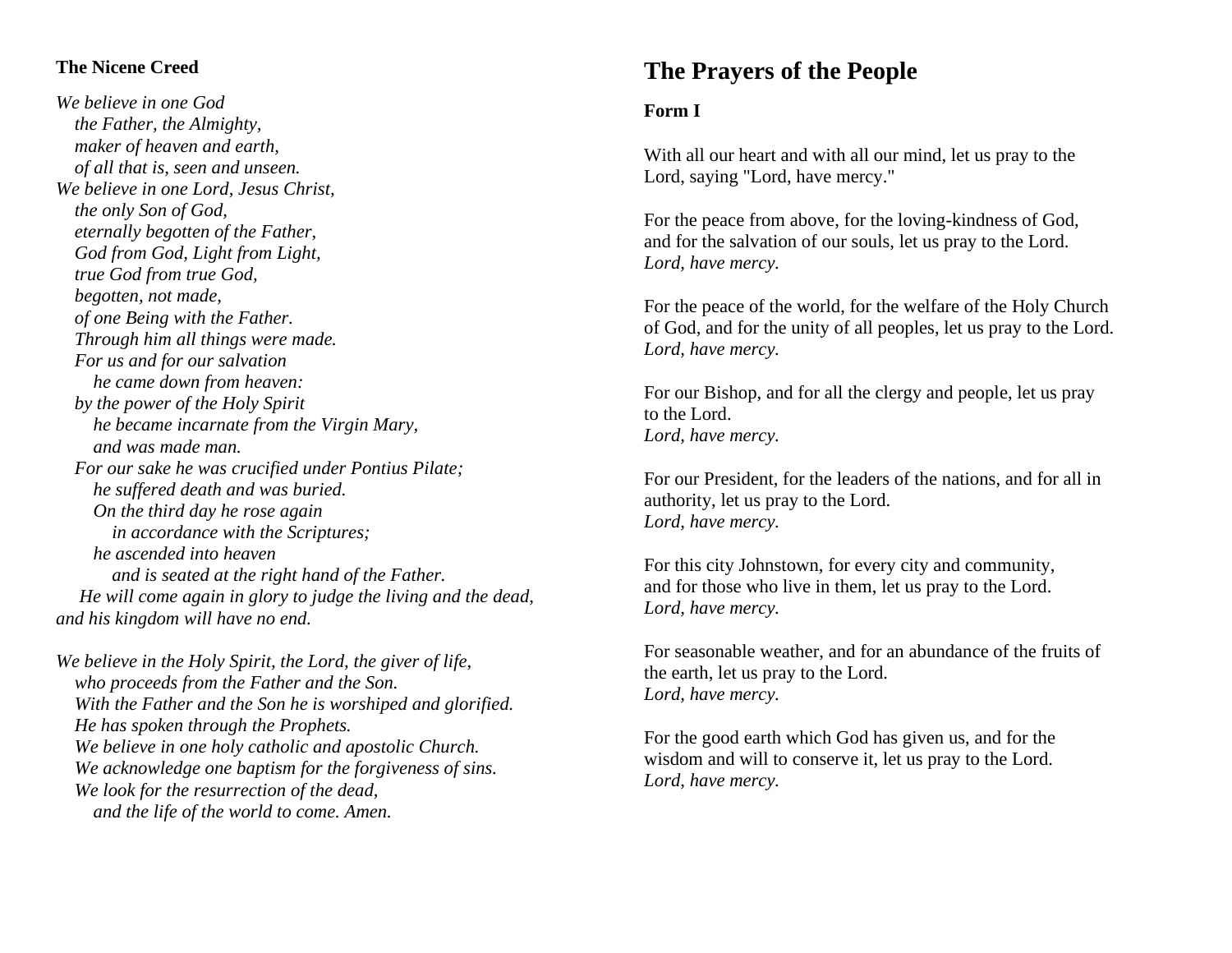### The Nicene Creed

*We believe in one God*
*the Father, the Almighty,*
*maker of heaven and earth,*
*of all that is, seen and unseen.*
*We believe in one Lord, Jesus Christ,*
*the only Son of God,*
*eternally begotten of the Father,*
*God from God, Light from Light,*
*true God from true God,*
*begotten, not made,*
*of one Being with the Father.*
*Through him all things were made.*
*For us and for our salvation*
*he came down from heaven:*
*by the power of the Holy Spirit*
*he became incarnate from the Virgin Mary,*
*and was made man.*
*For our sake he was crucified under Pontius Pilate;*
*he suffered death and was buried.*
*On the third day he rose again*
*in accordance with the Scriptures;*
*he ascended into heaven*
*and is seated at the right hand of the Father.*
*He will come again in glory to judge the living and the dead,*
*and his kingdom will have no end.*

*We believe in the Holy Spirit, the Lord, the giver of life,*
*who proceeds from the Father and the Son.*
*With the Father and the Son he is worshiped and glorified.*
*He has spoken through the Prophets.*
*We believe in one holy catholic and apostolic Church.*
*We acknowledge one baptism for the forgiveness of sins.*
*We look for the resurrection of the dead,*
*and the life of the world to come. Amen.*

# The Prayers of the People

### Form I

With all our heart and with all our mind, let us pray to the Lord, saying "Lord, have mercy."

For the peace from above, for the loving-kindness of God, and for the salvation of our souls, let us pray to the Lord.
*Lord, have mercy.*

For the peace of the world, for the welfare of the Holy Church of God, and for the unity of all peoples, let us pray to the Lord.
*Lord, have mercy.*

For our Bishop, and for all the clergy and people, let us pray to the Lord.
*Lord, have mercy.*

For our President, for the leaders of the nations, and for all in authority, let us pray to the Lord.
*Lord, have mercy.*

For this city Johnstown, for every city and community, and for those who live in them, let us pray to the Lord.
*Lord, have mercy.*

For seasonable weather, and for an abundance of the fruits of the earth, let us pray to the Lord.
*Lord, have mercy.*

For the good earth which God has given us, and for the wisdom and will to conserve it, let us pray to the Lord.
*Lord, have mercy.*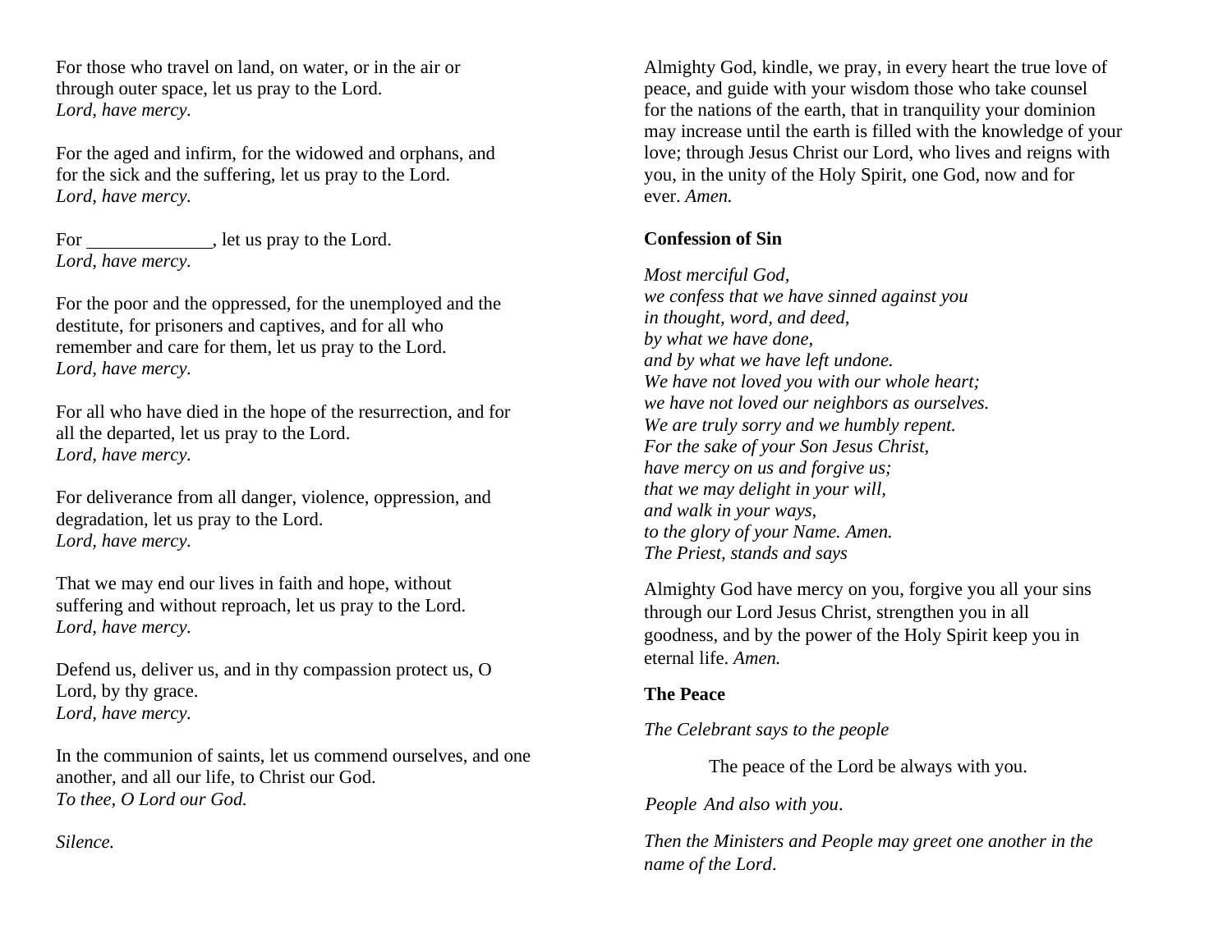For those who travel on land, on water, or in the air or through outer space, let us pray to the Lord.
*Lord, have mercy.*

For the aged and infirm, for the widowed and orphans, and for the sick and the suffering, let us pray to the Lord.
*Lord, have mercy.*

For ______________, let us pray to the Lord.
*Lord, have mercy.*

For the poor and the oppressed, for the unemployed and the destitute, for prisoners and captives, and for all who remember and care for them, let us pray to the Lord.
*Lord, have mercy.*

For all who have died in the hope of the resurrection, and for all the departed, let us pray to the Lord.
*Lord, have mercy.*

For deliverance from all danger, violence, oppression, and degradation, let us pray to the Lord.
*Lord, have mercy.*

That we may end our lives in faith and hope, without suffering and without reproach, let us pray to the Lord.
*Lord, have mercy.*

Defend us, deliver us, and in thy compassion protect us, O Lord, by thy grace.
*Lord, have mercy.*

In the communion of saints, let us commend ourselves, and one another, and all our life, to Christ our God.
*To thee, O Lord our God.*

*Silence.*

Almighty God, kindle, we pray, in every heart the true love of peace, and guide with your wisdom those who take counsel for the nations of the earth, that in tranquility your dominion may increase until the earth is filled with the knowledge of your love; through Jesus Christ our Lord, who lives and reigns with you, in the unity of the Holy Spirit, one God, now and for ever. *Amen.*

**Confession of Sin**

*Most merciful God,*
*we confess that we have sinned against you*
*in thought, word, and deed,*
*by what we have done,*
*and by what we have left undone.*
*We have not loved you with our whole heart;*
*we have not loved our neighbors as ourselves.*
*We are truly sorry and we humbly repent.*
*For the sake of your Son Jesus Christ,*
*have mercy on us and forgive us;*
*that we may delight in your will,*
*and walk in your ways,*
*to the glory of your Name. Amen.*
*The Priest, stands and says*

Almighty God have mercy on you, forgive you all your sins through our Lord Jesus Christ, strengthen you in all goodness, and by the power of the Holy Spirit keep you in eternal life. *Amen.*

**The Peace**

*The Celebrant says to the people*

The peace of the Lord be always with you.

*People* *And also with you*.

*Then the Ministers and People may greet one another in the name of the Lord*.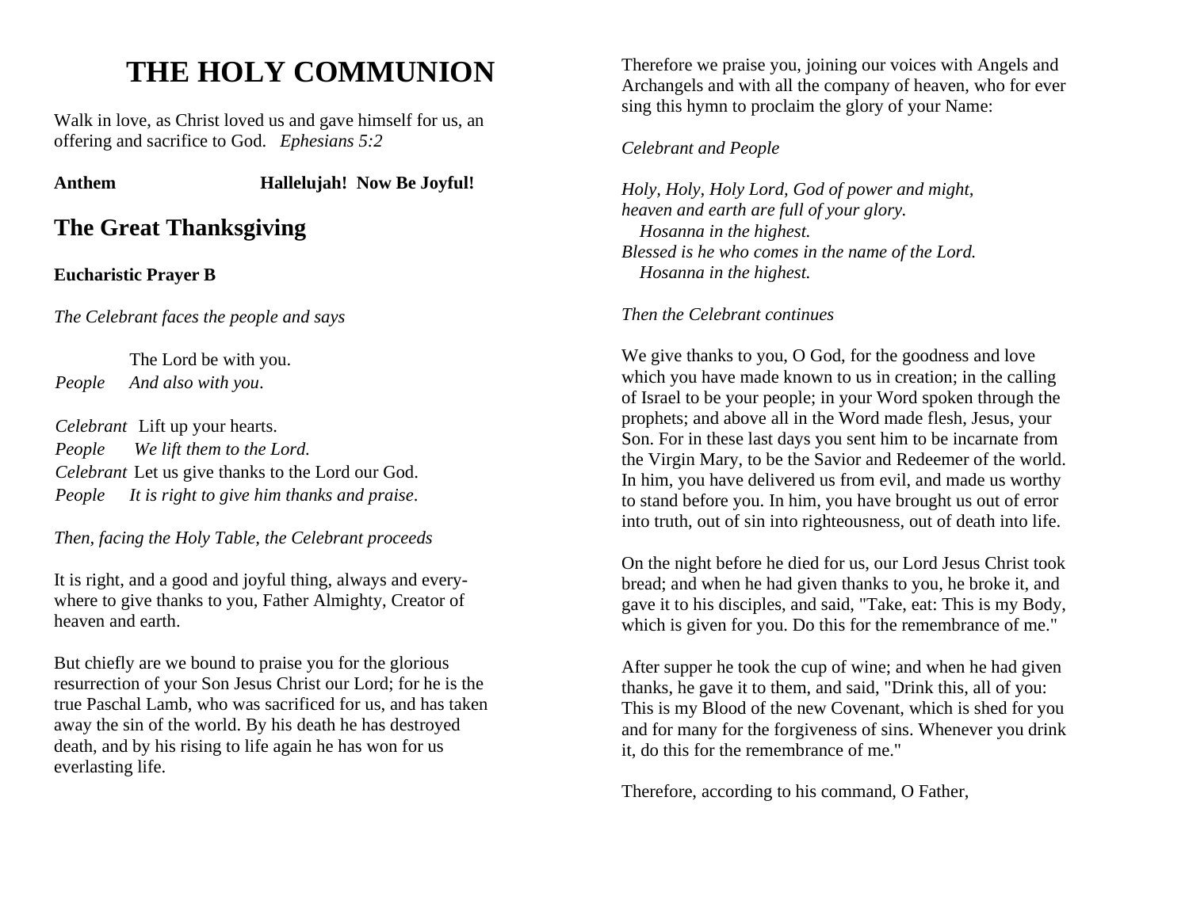# THE HOLY COMMUNION

Walk in love, as Christ loved us and gave himself for us, an offering and sacrifice to God. *Ephesians 5:2*

**Anthem** **Hallelujah! Now Be Joyful!**

## The Great Thanksgiving

**Eucharistic Prayer B**

*The Celebrant faces the people and says*

The Lord be with you.
*People* *And also with you.*

*Celebrant* Lift up your hearts.
*People* *We lift them to the Lord.*
*Celebrant* Let us give thanks to the Lord our God.
*People* *It is right to give him thanks and praise.*

*Then, facing the Holy Table, the Celebrant proceeds*

It is right, and a good and joyful thing, always and every-where to give thanks to you, Father Almighty, Creator of heaven and earth.

But chiefly are we bound to praise you for the glorious resurrection of your Son Jesus Christ our Lord; for he is the true Paschal Lamb, who was sacrificed for us, and has taken away the sin of the world. By his death he has destroyed death, and by his rising to life again he has won for us everlasting life.

Therefore we praise you, joining our voices with Angels and Archangels and with all the company of heaven, who for ever sing this hymn to proclaim the glory of your Name:

*Celebrant and People*

*Holy, Holy, Holy Lord, God of power and might,*
*heaven and earth are full of your glory.*
*Hosanna in the highest.*
*Blessed is he who comes in the name of the Lord.*
*Hosanna in the highest.*

*Then the Celebrant continues*

We give thanks to you, O God, for the goodness and love which you have made known to us in creation; in the calling of Israel to be your people; in your Word spoken through the prophets; and above all in the Word made flesh, Jesus, your Son. For in these last days you sent him to be incarnate from the Virgin Mary, to be the Savior and Redeemer of the world. In him, you have delivered us from evil, and made us worthy to stand before you. In him, you have brought us out of error into truth, out of sin into righteousness, out of death into life.

On the night before he died for us, our Lord Jesus Christ took bread; and when he had given thanks to you, he broke it, and gave it to his disciples, and said, "Take, eat: This is my Body, which is given for you. Do this for the remembrance of me."

After supper he took the cup of wine; and when he had given thanks, he gave it to them, and said, "Drink this, all of you: This is my Blood of the new Covenant, which is shed for you and for many for the forgiveness of sins. Whenever you drink it, do this for the remembrance of me."

Therefore, according to his command, O Father,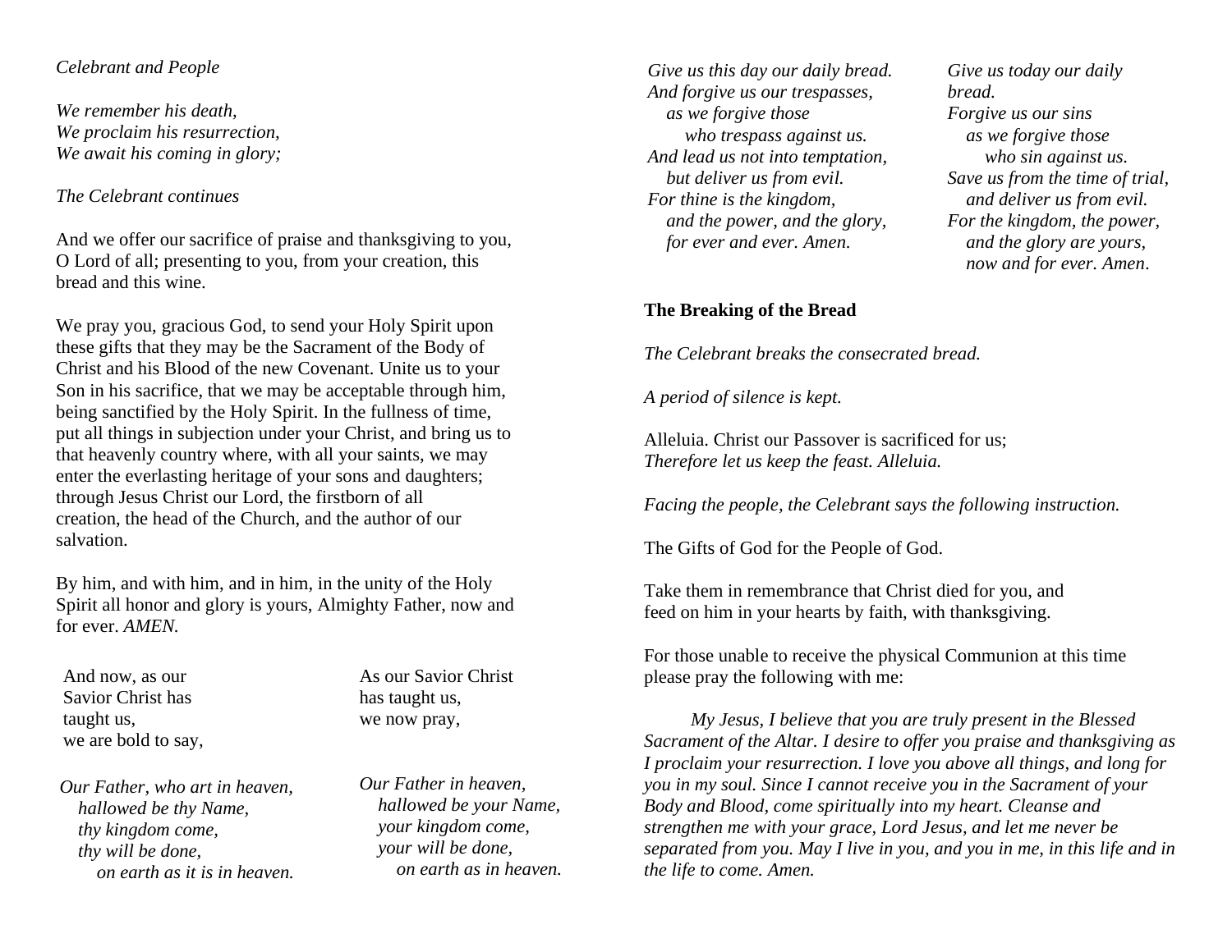*Celebrant and People*

*We remember his death,*
*We proclaim his resurrection,*
*We await his coming in glory;*

*The Celebrant continues*

And we offer our sacrifice of praise and thanksgiving to you, O Lord of all; presenting to you, from your creation, this bread and this wine.

We pray you, gracious God, to send your Holy Spirit upon these gifts that they may be the Sacrament of the Body of Christ and his Blood of the new Covenant. Unite us to your Son in his sacrifice, that we may be acceptable through him, being sanctified by the Holy Spirit. In the fullness of time, put all things in subjection under your Christ, and bring us to that heavenly country where, with all your saints, we may enter the everlasting heritage of your sons and daughters; through Jesus Christ our Lord, the firstborn of all creation, the head of the Church, and the author of our salvation.

By him, and with him, and in him, in the unity of the Holy Spirit all honor and glory is yours, Almighty Father, now and for ever. *AMEN.*

And now, as our Savior Christ has taught us, we are bold to say,

*Our Father, who art in heaven,*
*hallowed be thy Name,*
*thy kingdom come,*
*thy will be done,*
*on earth as it is in heaven.*
*Give us this day our daily bread.*
*And forgive us our trespasses,*
*as we forgive those*
*who trespass against us.*
*And lead us not into temptation,*
*but deliver us from evil.*
*For thine is the kingdom,*
*and the power, and the glory,*
*for ever and ever. Amen.*

As our Savior Christ has taught us, we now pray,

*Our Father in heaven,*
*hallowed be your Name,*
*your kingdom come,*
*your will be done,*
*on earth as in heaven.*
*Give us today our daily bread.*
*Forgive us our sins*
*as we forgive those*
*who sin against us.*
*Save us from the time of trial,*
*and deliver us from evil.*
*For the kingdom, the power,*
*and the glory are yours,*
*now and for ever. Amen.*

**The Breaking of the Bread**

*The Celebrant breaks the consecrated bread.*

*A period of silence is kept.*

Alleluia. Christ our Passover is sacrificed for us;
*Therefore let us keep the feast. Alleluia.*

*Facing the people, the Celebrant says the following instruction.*

The Gifts of God for the People of God.

Take them in remembrance that Christ died for you, and feed on him in your hearts by faith, with thanksgiving.

For those unable to receive the physical Communion at this time please pray the following with me:

*My Jesus, I believe that you are truly present in the Blessed Sacrament of the Altar. I desire to offer you praise and thanksgiving as I proclaim your resurrection. I love you above all things, and long for you in my soul. Since I cannot receive you in the Sacrament of your Body and Blood, come spiritually into my heart. Cleanse and strengthen me with your grace, Lord Jesus, and let me never be separated from you. May I live in you, and you in me, in this life and in the life to come. Amen.*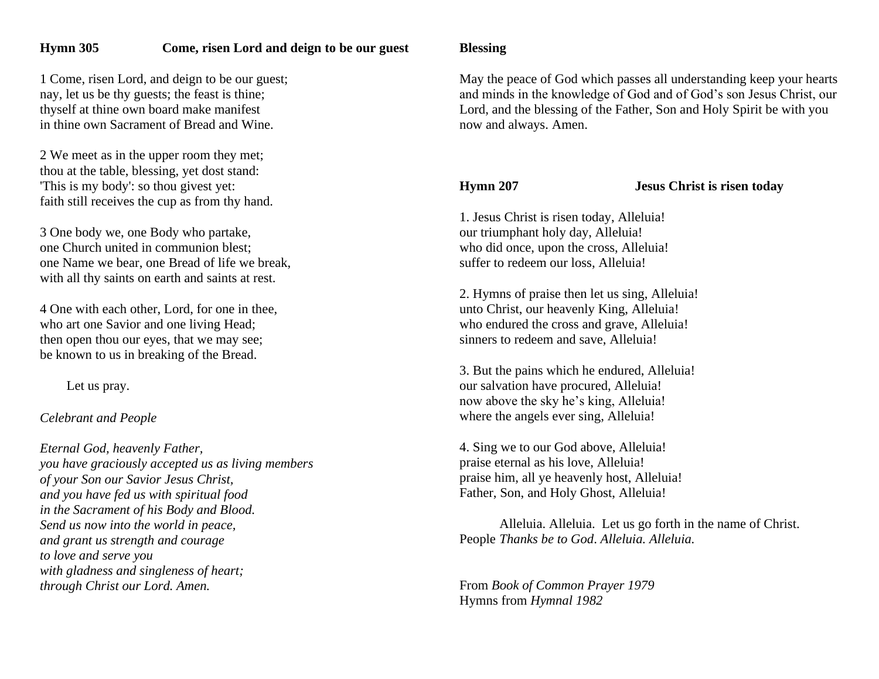**Hymn 305** **Come, risen Lord and deign to be our guest**

1 Come, risen Lord, and deign to be our guest;
nay, let us be thy guests; the feast is thine;
thyself at thine own board make manifest
in thine own Sacrament of Bread and Wine.

2 We meet as in the upper room they met;
thou at the table, blessing, yet dost stand:
'This is my body': so thou givest yet:
faith still receives the cup as from thy hand.

3 One body we, one Body who partake,
one Church united in communion blest;
one Name we bear, one Bread of life we break,
with all thy saints on earth and saints at rest.

4 One with each other, Lord, for one in thee,
who art one Savior and one living Head;
then open thou our eyes, that we may see;
be known to us in breaking of the Bread.

Let us pray.

*Celebrant and People*

*Eternal God, heavenly Father,*
*you have graciously accepted us as living members*
*of your Son our Savior Jesus Christ,*
*and you have fed us with spiritual food*
*in the Sacrament of his Body and Blood.*
*Send us now into the world in peace,*
*and grant us strength and courage*
*to love and serve you*
*with gladness and singleness of heart;*
*through Christ our Lord. Amen.*

**Blessing**

May the peace of God which passes all understanding keep your hearts and minds in the knowledge of God and of God's son Jesus Christ, our Lord, and the blessing of the Father, Son and Holy Spirit be with you now and always. Amen.

**Hymn 207** **Jesus Christ is risen today**

1. Jesus Christ is risen today, Alleluia!
our triumphant holy day, Alleluia!
who did once, upon the cross, Alleluia!
suffer to redeem our loss, Alleluia!

2. Hymns of praise then let us sing, Alleluia!
unto Christ, our heavenly King, Alleluia!
who endured the cross and grave, Alleluia!
sinners to redeem and save, Alleluia!

3. But the pains which he endured, Alleluia!
our salvation have procured, Alleluia!
now above the sky he's king, Alleluia!
where the angels ever sing, Alleluia!

4. Sing we to our God above, Alleluia!
praise eternal as his love, Alleluia!
praise him, all ye heavenly host, Alleluia!
Father, Son, and Holy Ghost, Alleluia!

Alleluia. Alleluia. Let us go forth in the name of Christ.
People *Thanks be to God. Alleluia. Alleluia.*

From *Book of Common Prayer 1979*
Hymns from *Hymnal 1982*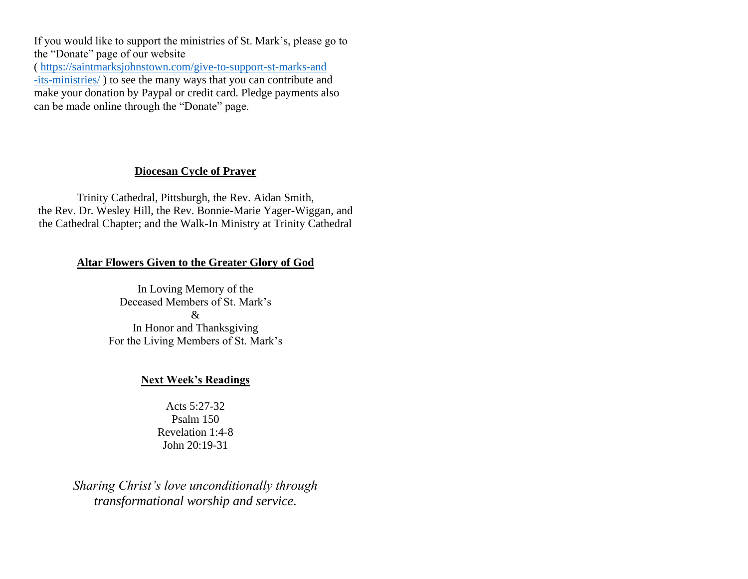If you would like to support the ministries of St. Mark's, please go to the "Donate" page of our website ( https://saintmarksjohnstown.com/give-to-support-st-marks-and-its-ministries/ ) to see the many ways that you can contribute and make your donation by Paypal or credit card. Pledge payments also can be made online through the "Donate" page.

**Diocesan Cycle of Prayer**

Trinity Cathedral, Pittsburgh, the Rev. Aidan Smith, the Rev. Dr. Wesley Hill, the Rev. Bonnie-Marie Yager-Wiggan, and the Cathedral Chapter; and the Walk-In Ministry at Trinity Cathedral

**Altar Flowers Given to the Greater Glory of God**

In Loving Memory of the
Deceased Members of St. Mark's
&
In Honor and Thanksgiving
For the Living Members of St. Mark's

**Next Week's Readings**

Acts 5:27-32
Psalm 150
Revelation 1:4-8
John 20:19-31

*Sharing Christ's love unconditionally through transformational worship and service.*